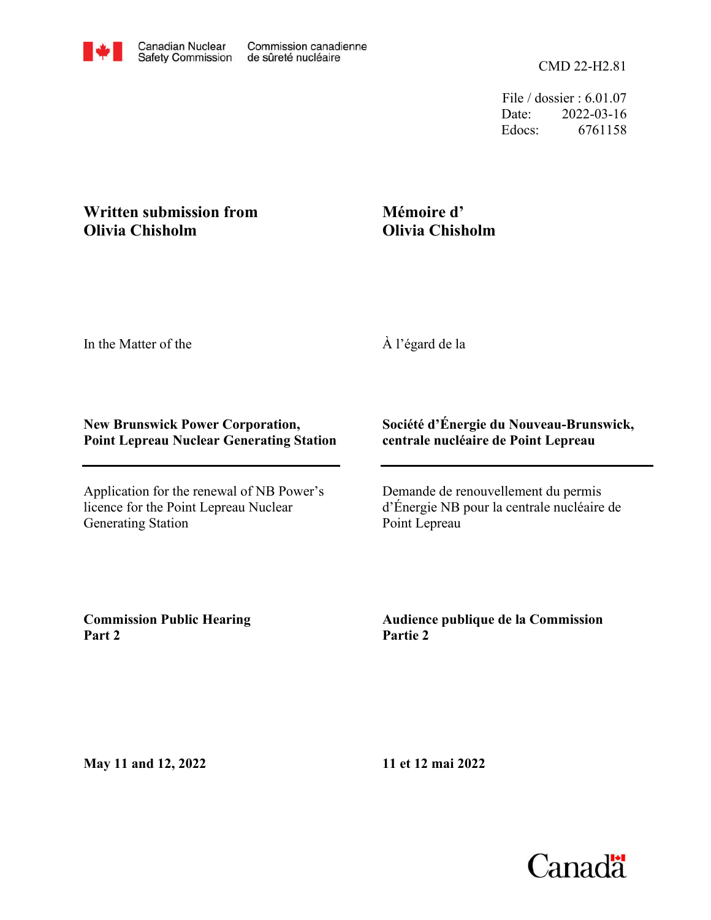Canadian Nuclear Safety Commission | Commission canadienne de sûreté nucléaire

CMD 22-H2.81

File / dossier : 6.01.07
Date: 2022-03-16
Edocs: 6761158

**Written submission from Olivia Chisholm**

**Mémoire d' Olivia Chisholm**

In the Matter of the

À l'égard de la

**New Brunswick Power Corporation, Point Lepreau Nuclear Generating Station**

**Société d'Énergie du Nouveau-Brunswick, centrale nucléaire de Point Lepreau**

Application for the renewal of NB Power's licence for the Point Lepreau Nuclear Generating Station

Demande de renouvellement du permis d'Énergie NB pour la centrale nucléaire de Point Lepreau

**Commission Public Hearing Part 2**

**Audience publique de la Commission Partie 2**

**May 11 and 12, 2022**

**11 et 12 mai 2022**

Canada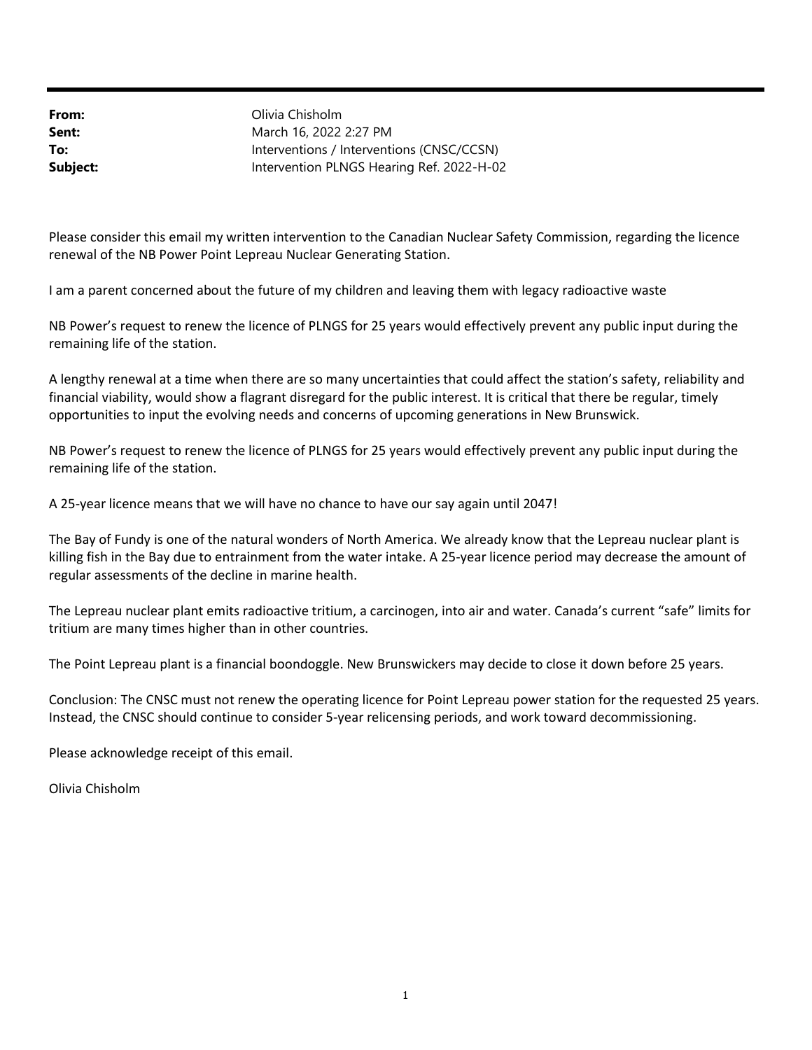**From:** Olivia Chisholm
**Sent:** March 16, 2022 2:27 PM
**To:** Interventions / Interventions (CNSC/CCSN)
**Subject:** Intervention PLNGS Hearing Ref. 2022-H-02

Please consider this email my written intervention to the Canadian Nuclear Safety Commission, regarding the licence renewal of the NB Power Point Lepreau Nuclear Generating Station.

I am a parent concerned about the future of my children and leaving them with legacy radioactive waste

NB Power's request to renew the licence of PLNGS for 25 years would effectively prevent any public input during the remaining life of the station.

A lengthy renewal at a time when there are so many uncertainties that could affect the station's safety, reliability and financial viability, would show a flagrant disregard for the public interest. It is critical that there be regular, timely opportunities to input the evolving needs and concerns of upcoming generations in New Brunswick.

NB Power's request to renew the licence of PLNGS for 25 years would effectively prevent any public input during the remaining life of the station.

A 25-year licence means that we will have no chance to have our say again until 2047!

The Bay of Fundy is one of the natural wonders of North America. We already know that the Lepreau nuclear plant is killing fish in the Bay due to entrainment from the water intake. A 25-year licence period may decrease the amount of regular assessments of the decline in marine health.

The Lepreau nuclear plant emits radioactive tritium, a carcinogen, into air and water. Canada's current "safe" limits for tritium are many times higher than in other countries.

The Point Lepreau plant is a financial boondoggle. New Brunswickers may decide to close it down before 25 years.

Conclusion: The CNSC must not renew the operating licence for Point Lepreau power station for the requested 25 years. Instead, the CNSC should continue to consider 5-year relicensing periods, and work toward decommissioning.

Please acknowledge receipt of this email.

Olivia Chisholm